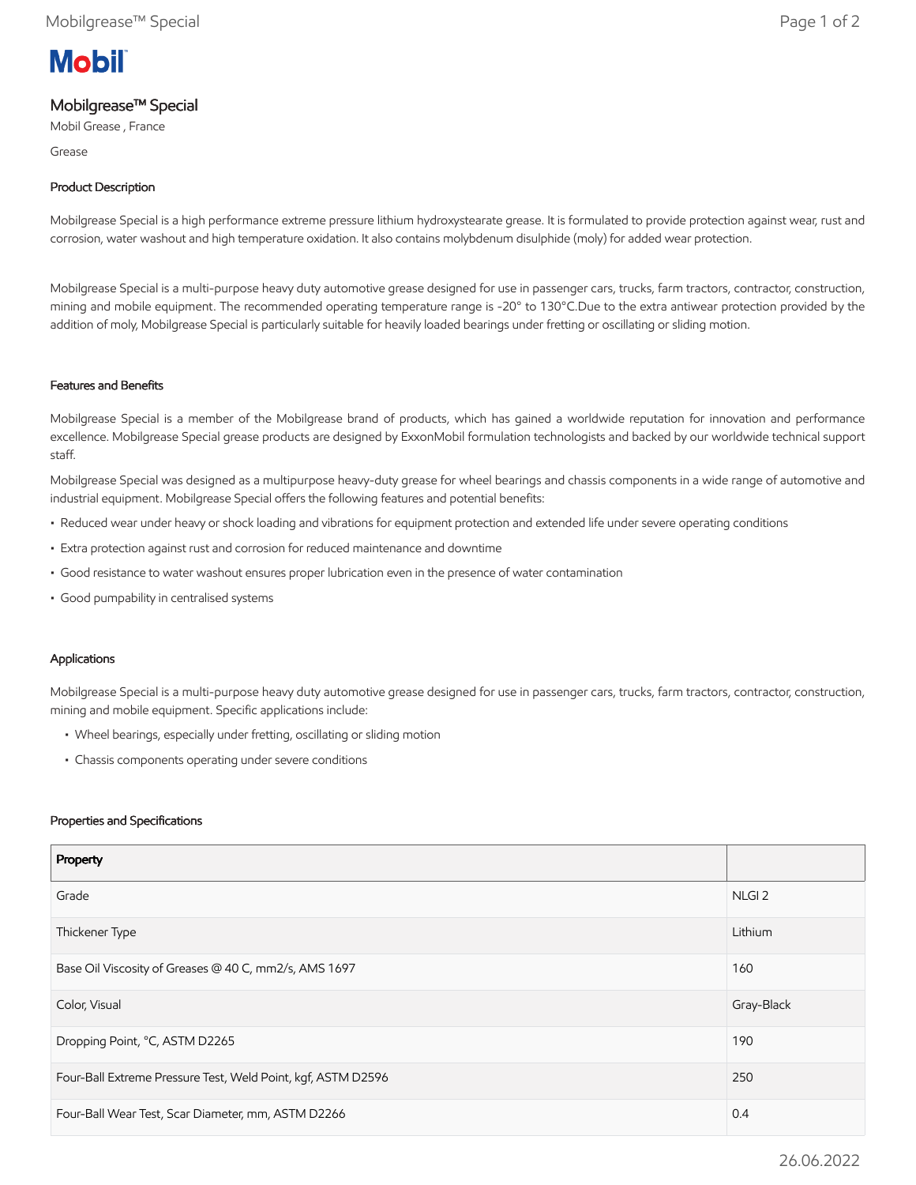# Mobilgrease™ Special

Mobil Grease , France

Grease

## Product Description

Mobilgrease Special is a high performance extreme pressure lithium hydroxystearate grease. It is formulated to provide protection against wear, rust and corrosion, water washout and high temperature oxidation. It also contains molybdenum disulphide (moly) for added wear protection.

Mobilgrease Special is a multi-purpose heavy duty automotive grease designed for use in passenger cars, trucks, farm tractors, contractor, construction, mining and mobile equipment. The recommended operating temperature range is -20° to 130°C.Due to the extra antiwear protection provided by the addition of moly, Mobilgrease Special is particularly suitable for heavily loaded bearings under fretting or oscillating or sliding motion.

## Features and Benefits

Mobilgrease Special is a member of the Mobilgrease brand of products, which has gained a worldwide reputation for innovation and performance excellence. Mobilgrease Special grease products are designed by ExxonMobil formulation technologists and backed by our worldwide technical support staff.

Mobilgrease Special was designed as a multipurpose heavy-duty grease for wheel bearings and chassis components in a wide range of automotive and industrial equipment. Mobilgrease Special offers the following features and potential benefits:

- Reduced wear under heavy or shock loading and vibrations for equipment protection and extended life under severe operating conditions
- Extra protection against rust and corrosion for reduced maintenance and downtime
- Good resistance to water washout ensures proper lubrication even in the presence of water contamination
- Good pumpability in centralised systems

## Applications

Mobilgrease Special is a multi-purpose heavy duty automotive grease designed for use in passenger cars, trucks, farm tractors, contractor, construction, mining and mobile equipment. Specific applications include:

- Wheel bearings, especially under fretting, oscillating or sliding motion
- Chassis components operating under severe conditions

## Properties and Specifications

| Property | |
|---|---|
| Grade | NLGI 2 |
| Thickener Type | Lithium |
| Base Oil Viscosity of Greases @ 40 C, mm2/s, AMS 1697 | 160 |
| Color, Visual | Gray-Black |
| Dropping Point, °C, ASTM D2265 | 190 |
| Four-Ball Extreme Pressure Test, Weld Point, kgf, ASTM D2596 | 250 |
| Four-Ball Wear Test, Scar Diameter, mm, ASTM D2266 | 0.4 |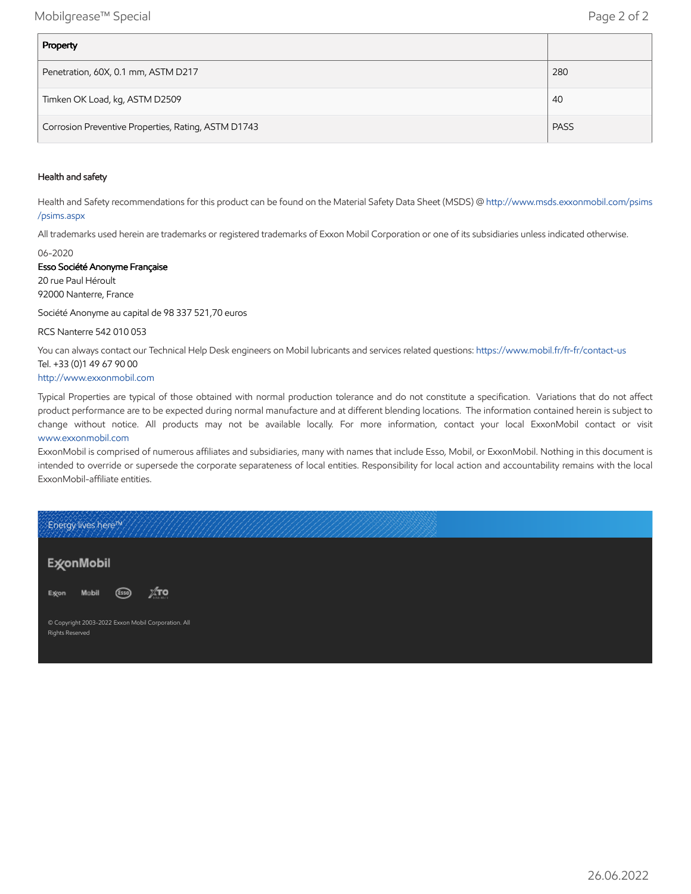| Property | |
|---|---|
| Penetration, 60X, 0.1 mm, ASTM D217 | 280 |
| Timken OK Load, kg, ASTM D2509 | 40 |
| Corrosion Preventive Properties, Rating, ASTM D1743 | PASS |

### Health and safety

Health and Safety recommendations for this product can be found on the Material Safety Data Sheet (MSDS) @ http://www.msds.exxonmobil.com/psims/psims.aspx

All trademarks used herein are trademarks or registered trademarks of Exxon Mobil Corporation or one of its subsidiaries unless indicated otherwise.

06-2020

**Esso Société Anonyme Française**
20 rue Paul Héroult
92000 Nanterre, France

Société Anonyme au capital de 98 337 521,70 euros

RCS Nanterre 542 010 053

You can always contact our Technical Help Desk engineers on Mobil lubricants and services related questions: https://www.mobil.fr/fr-fr/contact-us
Tel. +33 (0)1 49 67 90 00
http://www.exxonmobil.com

Typical Properties are typical of those obtained with normal production tolerance and do not constitute a specification. Variations that do not affect product performance are to be expected during normal manufacture and at different blending locations. The information contained herein is subject to change without notice. All products may not be available locally. For more information, contact your local ExxonMobil contact or visit www.exxonmobil.com

ExxonMobil is comprised of numerous affiliates and subsidiaries, many with names that include Esso, Mobil, or ExxonMobil. Nothing in this document is intended to override or supersede the corporate separateness of local entities. Responsibility for local action and accountability remains with the local ExxonMobil-affiliate entities.

Energy lives here™

ExxonMobil

Exxon Mobil Esso XTO

© Copyright 2003-2022 Exxon Mobil Corporation. All Rights Reserved

26.06.2022